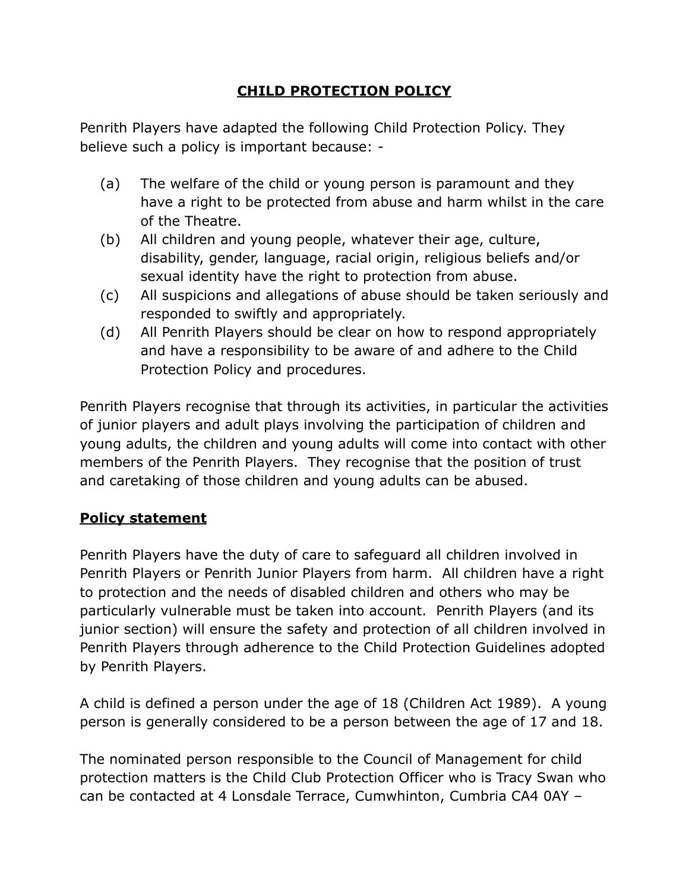# CHILD PROTECTION POLICY

Penrith Players have adapted the following Child Protection Policy. They believe such a policy is important because: -

(a) The welfare of the child or young person is paramount and they have a right to be protected from abuse and harm whilst in the care of the Theatre.

(b) All children and young people, whatever their age, culture, disability, gender, language, racial origin, religious beliefs and/or sexual identity have the right to protection from abuse.

(c) All suspicions and allegations of abuse should be taken seriously and responded to swiftly and appropriately.

(d) All Penrith Players should be clear on how to respond appropriately and have a responsibility to be aware of and adhere to the Child Protection Policy and procedures.

Penrith Players recognise that through its activities, in particular the activities of junior players and adult plays involving the participation of children and young adults, the children and young adults will come into contact with other members of the Penrith Players. They recognise that the position of trust and caretaking of those children and young adults can be abused.

## Policy statement

Penrith Players have the duty of care to safeguard all children involved in Penrith Players or Penrith Junior Players from harm. All children have a right to protection and the needs of disabled children and others who may be particularly vulnerable must be taken into account. Penrith Players (and its junior section) will ensure the safety and protection of all children involved in Penrith Players through adherence to the Child Protection Guidelines adopted by Penrith Players.

A child is defined a person under the age of 18 (Children Act 1989). A young person is generally considered to be a person between the age of 17 and 18.

The nominated person responsible to the Council of Management for child protection matters is the Child Club Protection Officer who is Tracy Swan who can be contacted at 4 Lonsdale Terrace, Cumwhinton, Cumbria CA4 0AY –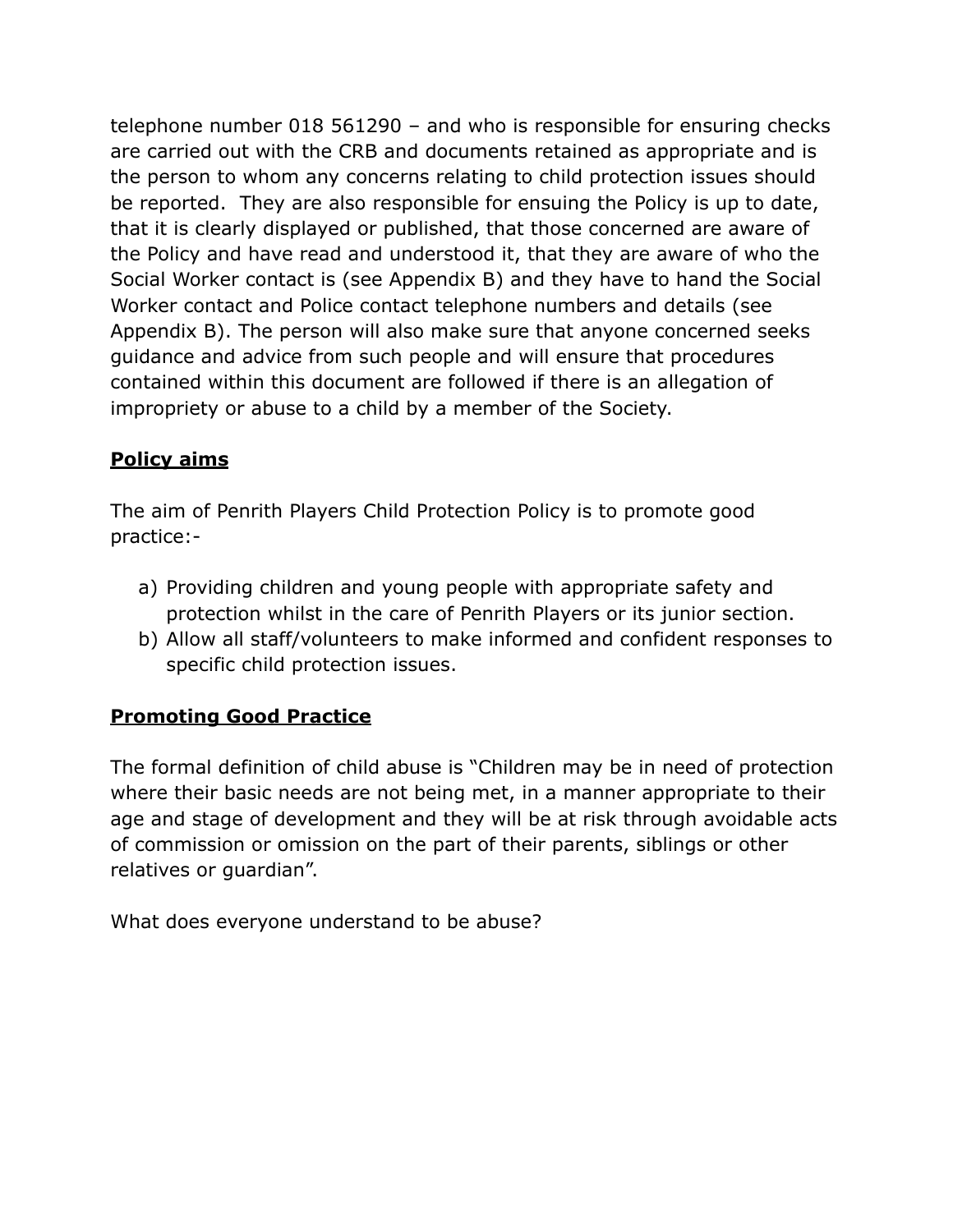telephone number 018 561290 – and who is responsible for ensuring checks are carried out with the CRB and documents retained as appropriate and is the person to whom any concerns relating to child protection issues should be reported. They are also responsible for ensuing the Policy is up to date, that it is clearly displayed or published, that those concerned are aware of the Policy and have read and understood it, that they are aware of who the Social Worker contact is (see Appendix B) and they have to hand the Social Worker contact and Police contact telephone numbers and details (see Appendix B). The person will also make sure that anyone concerned seeks guidance and advice from such people and will ensure that procedures contained within this document are followed if there is an allegation of impropriety or abuse to a child by a member of the Society.

## <u>**Policy aims**</u>

The aim of Penrith Players Child Protection Policy is to promote good practice:-

a) Providing children and young people with appropriate safety and protection whilst in the care of Penrith Players or its junior section.
b) Allow all staff/volunteers to make informed and confident responses to specific child protection issues.

## <u>**Promoting Good Practice**</u>

The formal definition of child abuse is "Children may be in need of protection where their basic needs are not being met, in a manner appropriate to their age and stage of development and they will be at risk through avoidable acts of commission or omission on the part of their parents, siblings or other relatives or guardian".

What does everyone understand to be abuse?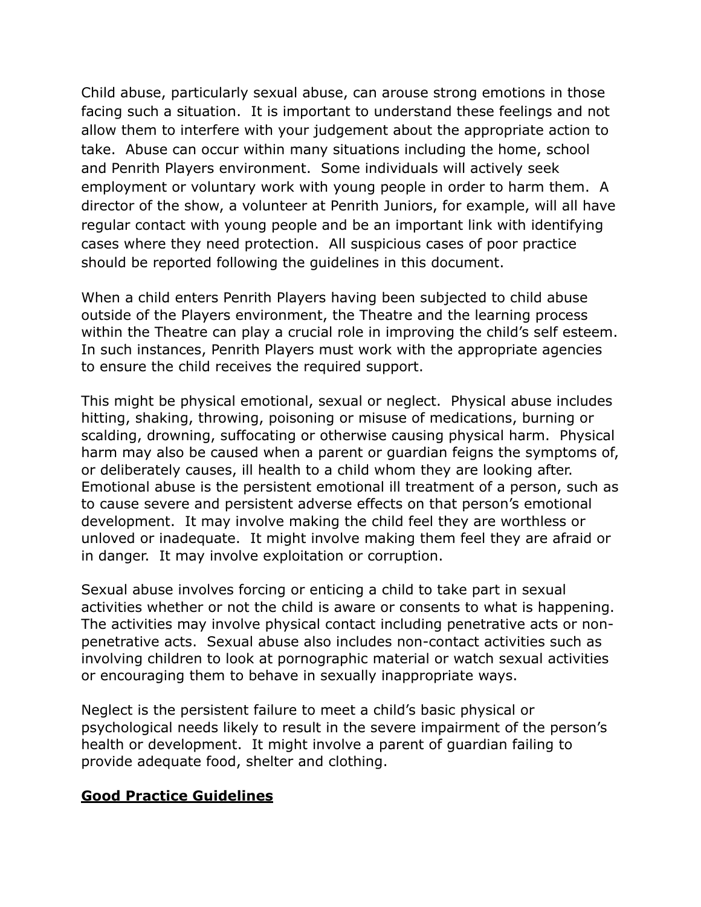Child abuse, particularly sexual abuse, can arouse strong emotions in those facing such a situation. It is important to understand these feelings and not allow them to interfere with your judgement about the appropriate action to take. Abuse can occur within many situations including the home, school and Penrith Players environment. Some individuals will actively seek employment or voluntary work with young people in order to harm them. A director of the show, a volunteer at Penrith Juniors, for example, will all have regular contact with young people and be an important link with identifying cases where they need protection. All suspicious cases of poor practice should be reported following the guidelines in this document.

When a child enters Penrith Players having been subjected to child abuse outside of the Players environment, the Theatre and the learning process within the Theatre can play a crucial role in improving the child's self esteem. In such instances, Penrith Players must work with the appropriate agencies to ensure the child receives the required support.

This might be physical emotional, sexual or neglect. Physical abuse includes hitting, shaking, throwing, poisoning or misuse of medications, burning or scalding, drowning, suffocating or otherwise causing physical harm. Physical harm may also be caused when a parent or guardian feigns the symptoms of, or deliberately causes, ill health to a child whom they are looking after. Emotional abuse is the persistent emotional ill treatment of a person, such as to cause severe and persistent adverse effects on that person's emotional development. It may involve making the child feel they are worthless or unloved or inadequate. It might involve making them feel they are afraid or in danger. It may involve exploitation or corruption.

Sexual abuse involves forcing or enticing a child to take part in sexual activities whether or not the child is aware or consents to what is happening. The activities may involve physical contact including penetrative acts or non-penetrative acts. Sexual abuse also includes non-contact activities such as involving children to look at pornographic material or watch sexual activities or encouraging them to behave in sexually inappropriate ways.

Neglect is the persistent failure to meet a child's basic physical or psychological needs likely to result in the severe impairment of the person's health or development. It might involve a parent of guardian failing to provide adequate food, shelter and clothing.

**<u>Good Practice Guidelines</u>**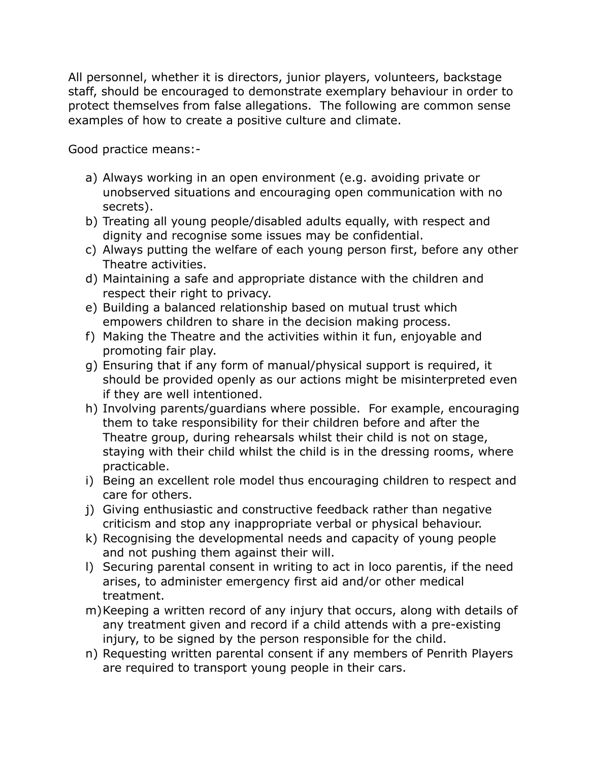All personnel, whether it is directors, junior players, volunteers, backstage staff, should be encouraged to demonstrate exemplary behaviour in order to protect themselves from false allegations. The following are common sense examples of how to create a positive culture and climate.

Good practice means:-

a) Always working in an open environment (e.g. avoiding private or unobserved situations and encouraging open communication with no secrets).
b) Treating all young people/disabled adults equally, with respect and dignity and recognise some issues may be confidential.
c) Always putting the welfare of each young person first, before any other Theatre activities.
d) Maintaining a safe and appropriate distance with the children and respect their right to privacy.
e) Building a balanced relationship based on mutual trust which empowers children to share in the decision making process.
f) Making the Theatre and the activities within it fun, enjoyable and promoting fair play.
g) Ensuring that if any form of manual/physical support is required, it should be provided openly as our actions might be misinterpreted even if they are well intentioned.
h) Involving parents/guardians where possible. For example, encouraging them to take responsibility for their children before and after the Theatre group, during rehearsals whilst their child is not on stage, staying with their child whilst the child is in the dressing rooms, where practicable.
i) Being an excellent role model thus encouraging children to respect and care for others.
j) Giving enthusiastic and constructive feedback rather than negative criticism and stop any inappropriate verbal or physical behaviour.
k) Recognising the developmental needs and capacity of young people and not pushing them against their will.
l) Securing parental consent in writing to act in loco parentis, if the need arises, to administer emergency first aid and/or other medical treatment.
m) Keeping a written record of any injury that occurs, along with details of any treatment given and record if a child attends with a pre-existing injury, to be signed by the person responsible for the child.
n) Requesting written parental consent if any members of Penrith Players are required to transport young people in their cars.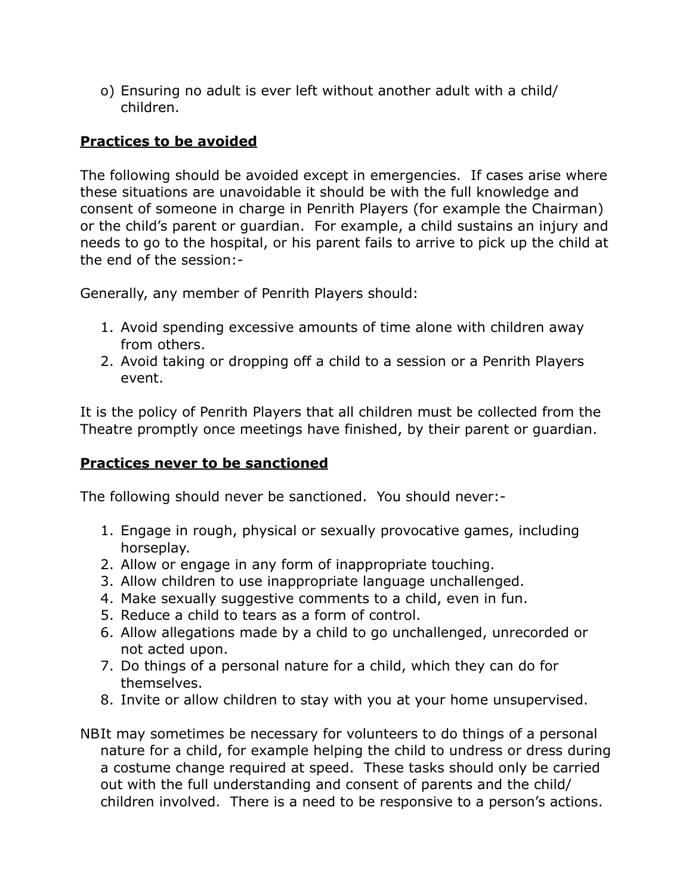o) Ensuring no adult is ever left without another adult with a child/ children.

**Practices to be avoided**

The following should be avoided except in emergencies. If cases arise where these situations are unavoidable it should be with the full knowledge and consent of someone in charge in Penrith Players (for example the Chairman) or the child's parent or guardian. For example, a child sustains an injury and needs to go to the hospital, or his parent fails to arrive to pick up the child at the end of the session:-

Generally, any member of Penrith Players should:

1. Avoid spending excessive amounts of time alone with children away from others.
2. Avoid taking or dropping off a child to a session or a Penrith Players event.

It is the policy of Penrith Players that all children must be collected from the Theatre promptly once meetings have finished, by their parent or guardian.

**Practices never to be sanctioned**

The following should never be sanctioned. You should never:-

1. Engage in rough, physical or sexually provocative games, including horseplay.
2. Allow or engage in any form of inappropriate touching.
3. Allow children to use inappropriate language unchallenged.
4. Make sexually suggestive comments to a child, even in fun.
5. Reduce a child to tears as a form of control.
6. Allow allegations made by a child to go unchallenged, unrecorded or not acted upon.
7. Do things of a personal nature for a child, which they can do for themselves.
8. Invite or allow children to stay with you at your home unsupervised.

NB It may sometimes be necessary for volunteers to do things of a personal nature for a child, for example helping the child to undress or dress during a costume change required at speed. These tasks should only be carried out with the full understanding and consent of parents and the child/ children involved. There is a need to be responsive to a person's actions.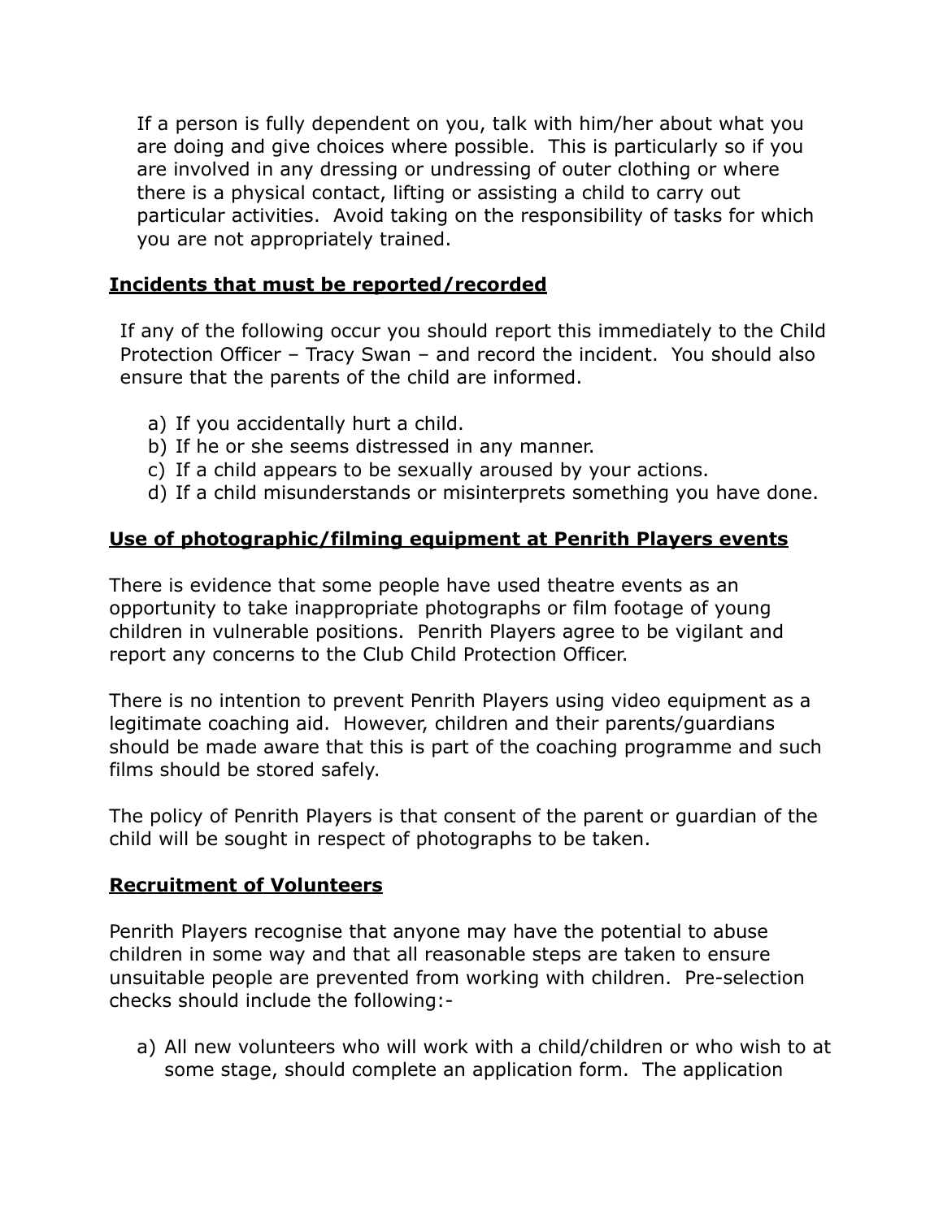If a person is fully dependent on you, talk with him/her about what you are doing and give choices where possible. This is particularly so if you are involved in any dressing or undressing of outer clothing or where there is a physical contact, lifting or assisting a child to carry out particular activities. Avoid taking on the responsibility of tasks for which you are not appropriately trained.

## Incidents that must be reported/recorded

If any of the following occur you should report this immediately to the Child Protection Officer – Tracy Swan – and record the incident. You should also ensure that the parents of the child are informed.

a) If you accidentally hurt a child.
b) If he or she seems distressed in any manner.
c) If a child appears to be sexually aroused by your actions.
d) If a child misunderstands or misinterprets something you have done.

## Use of photographic/filming equipment at Penrith Players events

There is evidence that some people have used theatre events as an opportunity to take inappropriate photographs or film footage of young children in vulnerable positions. Penrith Players agree to be vigilant and report any concerns to the Club Child Protection Officer.

There is no intention to prevent Penrith Players using video equipment as a legitimate coaching aid. However, children and their parents/guardians should be made aware that this is part of the coaching programme and such films should be stored safely.

The policy of Penrith Players is that consent of the parent or guardian of the child will be sought in respect of photographs to be taken.

## Recruitment of Volunteers

Penrith Players recognise that anyone may have the potential to abuse children in some way and that all reasonable steps are taken to ensure unsuitable people are prevented from working with children. Pre-selection checks should include the following:-

a) All new volunteers who will work with a child/children or who wish to at some stage, should complete an application form. The application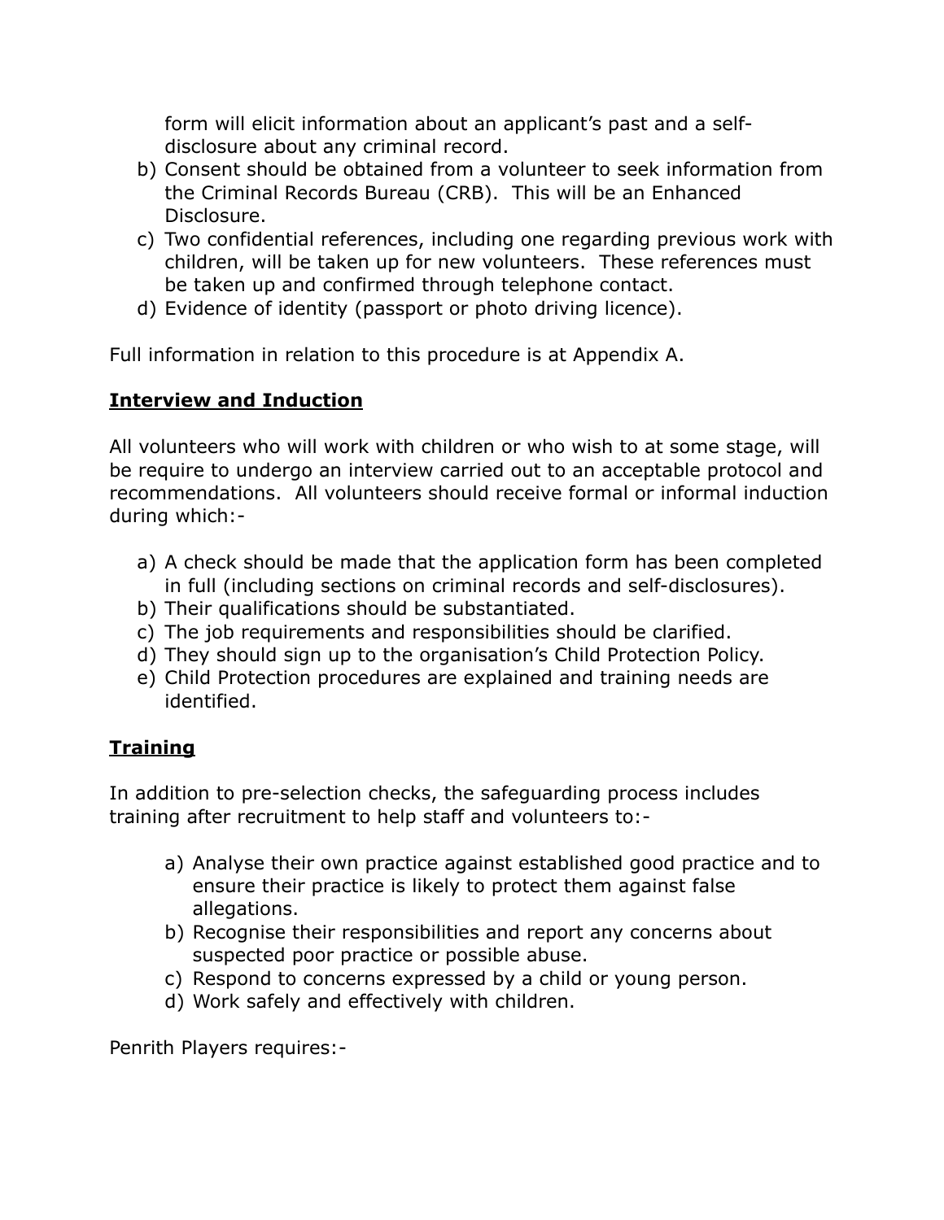form will elicit information about an applicant's past and a self-disclosure about any criminal record.

b) Consent should be obtained from a volunteer to seek information from the Criminal Records Bureau (CRB). This will be an Enhanced Disclosure.
c) Two confidential references, including one regarding previous work with children, will be taken up for new volunteers. These references must be taken up and confirmed through telephone contact.
d) Evidence of identity (passport or photo driving licence).

Full information in relation to this procedure is at Appendix A.

**Interview and Induction**

All volunteers who will work with children or who wish to at some stage, will be require to undergo an interview carried out to an acceptable protocol and recommendations. All volunteers should receive formal or informal induction during which:-

a) A check should be made that the application form has been completed in full (including sections on criminal records and self-disclosures).
b) Their qualifications should be substantiated.
c) The job requirements and responsibilities should be clarified.
d) They should sign up to the organisation's Child Protection Policy.
e) Child Protection procedures are explained and training needs are identified.

**Training**

In addition to pre-selection checks, the safeguarding process includes training after recruitment to help staff and volunteers to:-

a) Analyse their own practice against established good practice and to ensure their practice is likely to protect them against false allegations.
b) Recognise their responsibilities and report any concerns about suspected poor practice or possible abuse.
c) Respond to concerns expressed by a child or young person.
d) Work safely and effectively with children.

Penrith Players requires:-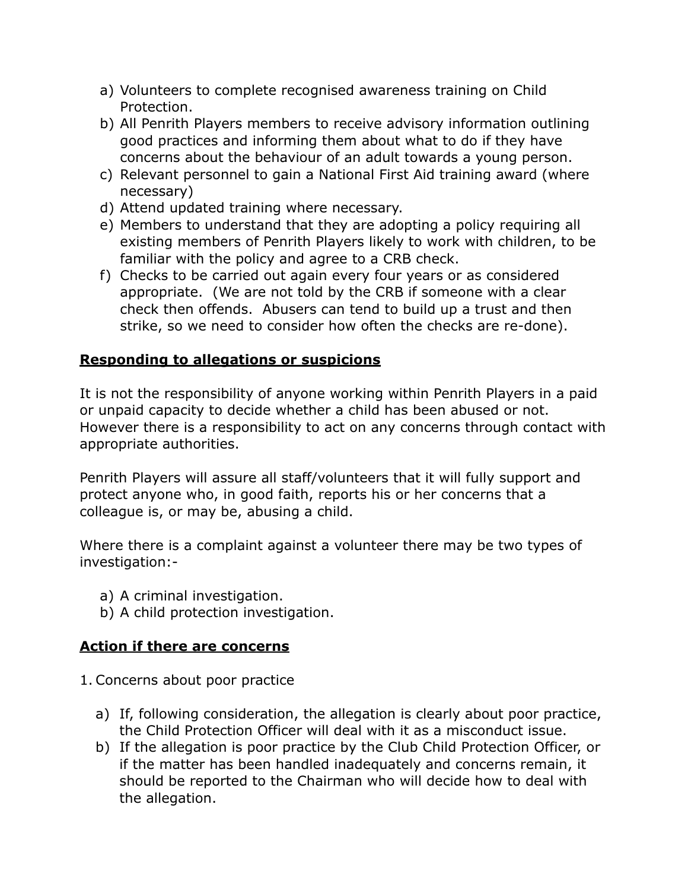a) Volunteers to complete recognised awareness training on Child Protection.
b) All Penrith Players members to receive advisory information outlining good practices and informing them about what to do if they have concerns about the behaviour of an adult towards a young person.
c) Relevant personnel to gain a National First Aid training award (where necessary)
d) Attend updated training where necessary.
e) Members to understand that they are adopting a policy requiring all existing members of Penrith Players likely to work with children, to be familiar with the policy and agree to a CRB check.
f) Checks to be carried out again every four years or as considered appropriate. (We are not told by the CRB if someone with a clear check then offends. Abusers can tend to build up a trust and then strike, so we need to consider how often the checks are re-done).

**<u>Responding to allegations or suspicions</u>**

It is not the responsibility of anyone working within Penrith Players in a paid or unpaid capacity to decide whether a child has been abused or not. However there is a responsibility to act on any concerns through contact with appropriate authorities.

Penrith Players will assure all staff/volunteers that it will fully support and protect anyone who, in good faith, reports his or her concerns that a colleague is, or may be, abusing a child.

Where there is a complaint against a volunteer there may be two types of investigation:-

a) A criminal investigation.
b) A child protection investigation.

**<u>Action if there are concerns</u>**

1. Concerns about poor practice

   a) If, following consideration, the allegation is clearly about poor practice, the Child Protection Officer will deal with it as a misconduct issue.
   b) If the allegation is poor practice by the Club Child Protection Officer, or if the matter has been handled inadequately and concerns remain, it should be reported to the Chairman who will decide how to deal with the allegation.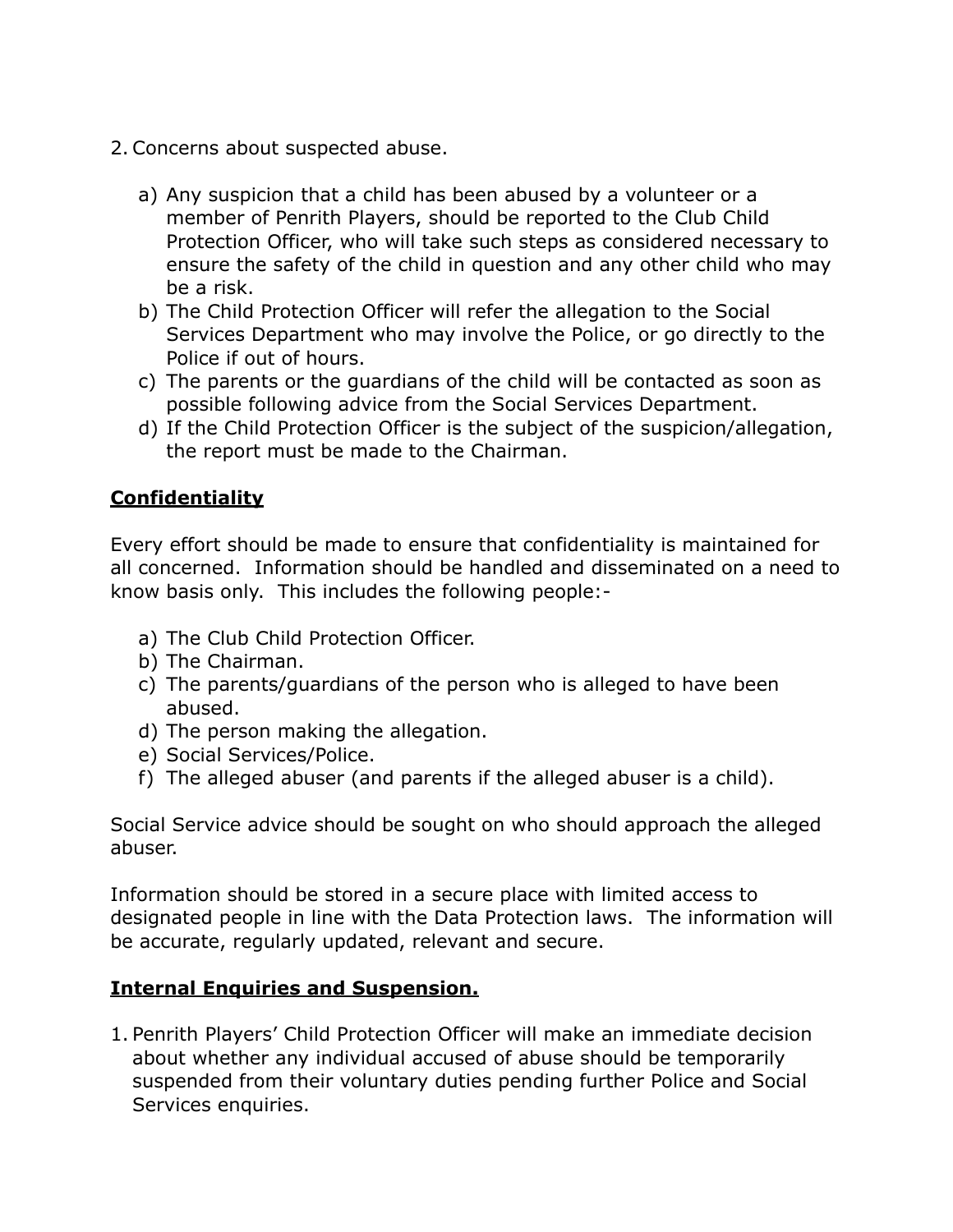2. Concerns about suspected abuse.

    a) Any suspicion that a child has been abused by a volunteer or a member of Penrith Players, should be reported to the Club Child Protection Officer, who will take such steps as considered necessary to ensure the safety of the child in question and any other child who may be a risk.
    b) The Child Protection Officer will refer the allegation to the Social Services Department who may involve the Police, or go directly to the Police if out of hours.
    c) The parents or the guardians of the child will be contacted as soon as possible following advice from the Social Services Department.
    d) If the Child Protection Officer is the subject of the suspicion/allegation, the report must be made to the Chairman.

**Confidentiality**

Every effort should be made to ensure that confidentiality is maintained for all concerned. Information should be handled and disseminated on a need to know basis only. This includes the following people:-

a) The Club Child Protection Officer.
b) The Chairman.
c) The parents/guardians of the person who is alleged to have been abused.
d) The person making the allegation.
e) Social Services/Police.
f) The alleged abuser (and parents if the alleged abuser is a child).

Social Service advice should be sought on who should approach the alleged abuser.

Information should be stored in a secure place with limited access to designated people in line with the Data Protection laws. The information will be accurate, regularly updated, relevant and secure.

**Internal Enquiries and Suspension.**

1. Penrith Players' Child Protection Officer will make an immediate decision about whether any individual accused of abuse should be temporarily suspended from their voluntary duties pending further Police and Social Services enquiries.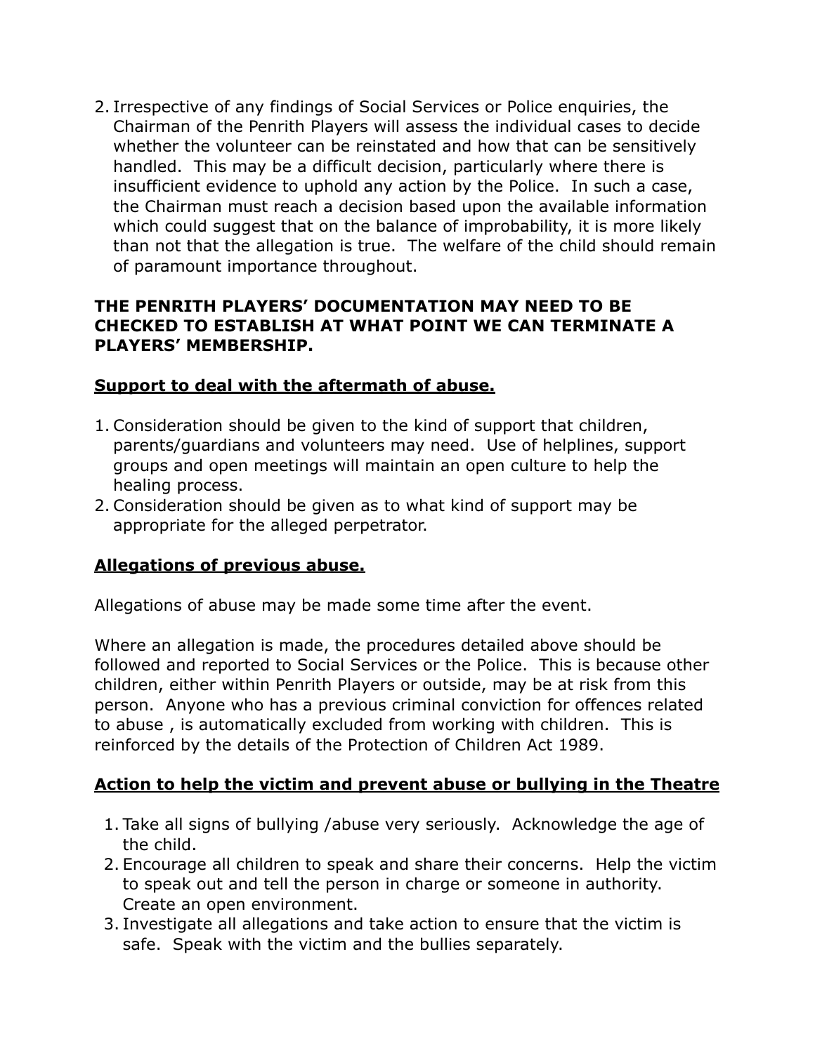2. Irrespective of any findings of Social Services or Police enquiries, the Chairman of the Penrith Players will assess the individual cases to decide whether the volunteer can be reinstated and how that can be sensitively handled. This may be a difficult decision, particularly where there is insufficient evidence to uphold any action by the Police. In such a case, the Chairman must reach a decision based upon the available information which could suggest that on the balance of improbability, it is more likely than not that the allegation is true. The welfare of the child should remain of paramount importance throughout.

**THE PENRITH PLAYERS' DOCUMENTATION MAY NEED TO BE CHECKED TO ESTABLISH AT WHAT POINT WE CAN TERMINATE A PLAYERS' MEMBERSHIP.**

**Support to deal with the aftermath of abuse.**

1. Consideration should be given to the kind of support that children, parents/guardians and volunteers may need. Use of helplines, support groups and open meetings will maintain an open culture to help the healing process.
2. Consideration should be given as to what kind of support may be appropriate for the alleged perpetrator.

**Allegations of previous abuse.**

Allegations of abuse may be made some time after the event.

Where an allegation is made, the procedures detailed above should be followed and reported to Social Services or the Police. This is because other children, either within Penrith Players or outside, may be at risk from this person. Anyone who has a previous criminal conviction for offences related to abuse , is automatically excluded from working with children. This is reinforced by the details of the Protection of Children Act 1989.

**Action to help the victim and prevent abuse or bullying in the Theatre**

1. Take all signs of bullying /abuse very seriously. Acknowledge the age of the child.
2. Encourage all children to speak and share their concerns. Help the victim to speak out and tell the person in charge or someone in authority. Create an open environment.
3. Investigate all allegations and take action to ensure that the victim is safe. Speak with the victim and the bullies separately.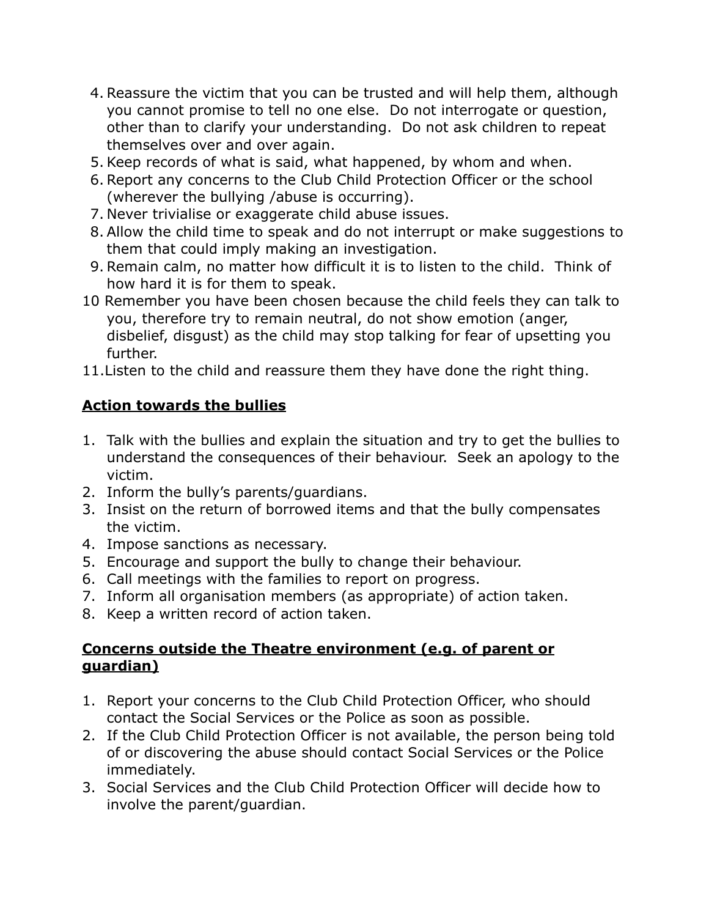4. Reassure the victim that you can be trusted and will help them, although you cannot promise to tell no one else. Do not interrogate or question, other than to clarify your understanding. Do not ask children to repeat themselves over and over again.
5. Keep records of what is said, what happened, by whom and when.
6. Report any concerns to the Club Child Protection Officer or the school (wherever the bullying /abuse is occurring).
7. Never trivialise or exaggerate child abuse issues.
8. Allow the child time to speak and do not interrupt or make suggestions to them that could imply making an investigation.
9. Remain calm, no matter how difficult it is to listen to the child. Think of how hard it is for them to speak.
10. Remember you have been chosen because the child feels they can talk to you, therefore try to remain neutral, do not show emotion (anger, disbelief, disgust) as the child may stop talking for fear of upsetting you further.
11. Listen to the child and reassure them they have done the right thing.

**<u>Action towards the bullies</u>**

1. Talk with the bullies and explain the situation and try to get the bullies to understand the consequences of their behaviour. Seek an apology to the victim.
2. Inform the bully's parents/guardians.
3. Insist on the return of borrowed items and that the bully compensates the victim.
4. Impose sanctions as necessary.
5. Encourage and support the bully to change their behaviour.
6. Call meetings with the families to report on progress.
7. Inform all organisation members (as appropriate) of action taken.
8. Keep a written record of action taken.

**<u>Concerns outside the Theatre environment (e.g. of parent or guardian)</u>**

1. Report your concerns to the Club Child Protection Officer, who should contact the Social Services or the Police as soon as possible.
2. If the Club Child Protection Officer is not available, the person being told of or discovering the abuse should contact Social Services or the Police immediately.
3. Social Services and the Club Child Protection Officer will decide how to involve the parent/guardian.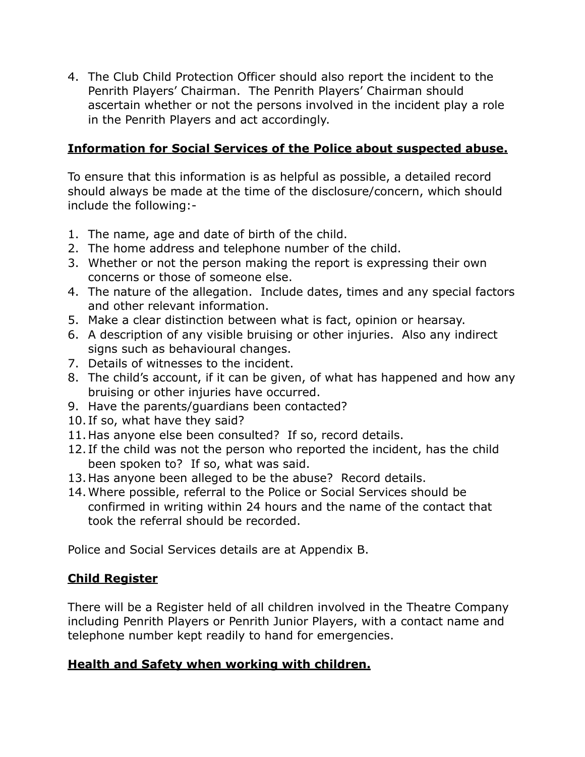4. The Club Child Protection Officer should also report the incident to the Penrith Players' Chairman. The Penrith Players' Chairman should ascertain whether or not the persons involved in the incident play a role in the Penrith Players and act accordingly.

## **<u>Information for Social Services of the Police about suspected abuse.</u>**

To ensure that this information is as helpful as possible, a detailed record should always be made at the time of the disclosure/concern, which should include the following:-

1. The name, age and date of birth of the child.
2. The home address and telephone number of the child.
3. Whether or not the person making the report is expressing their own concerns or those of someone else.
4. The nature of the allegation. Include dates, times and any special factors and other relevant information.
5. Make a clear distinction between what is fact, opinion or hearsay.
6. A description of any visible bruising or other injuries. Also any indirect signs such as behavioural changes.
7. Details of witnesses to the incident.
8. The child's account, if it can be given, of what has happened and how any bruising or other injuries have occurred.
9. Have the parents/guardians been contacted?
10. If so, what have they said?
11. Has anyone else been consulted? If so, record details.
12. If the child was not the person who reported the incident, has the child been spoken to? If so, what was said.
13. Has anyone been alleged to be the abuse? Record details.
14. Where possible, referral to the Police or Social Services should be confirmed in writing within 24 hours and the name of the contact that took the referral should be recorded.

Police and Social Services details are at Appendix B.

## **<u>Child Register</u>**

There will be a Register held of all children involved in the Theatre Company including Penrith Players or Penrith Junior Players, with a contact name and telephone number kept readily to hand for emergencies.

## **<u>Health and Safety when working with children.</u>**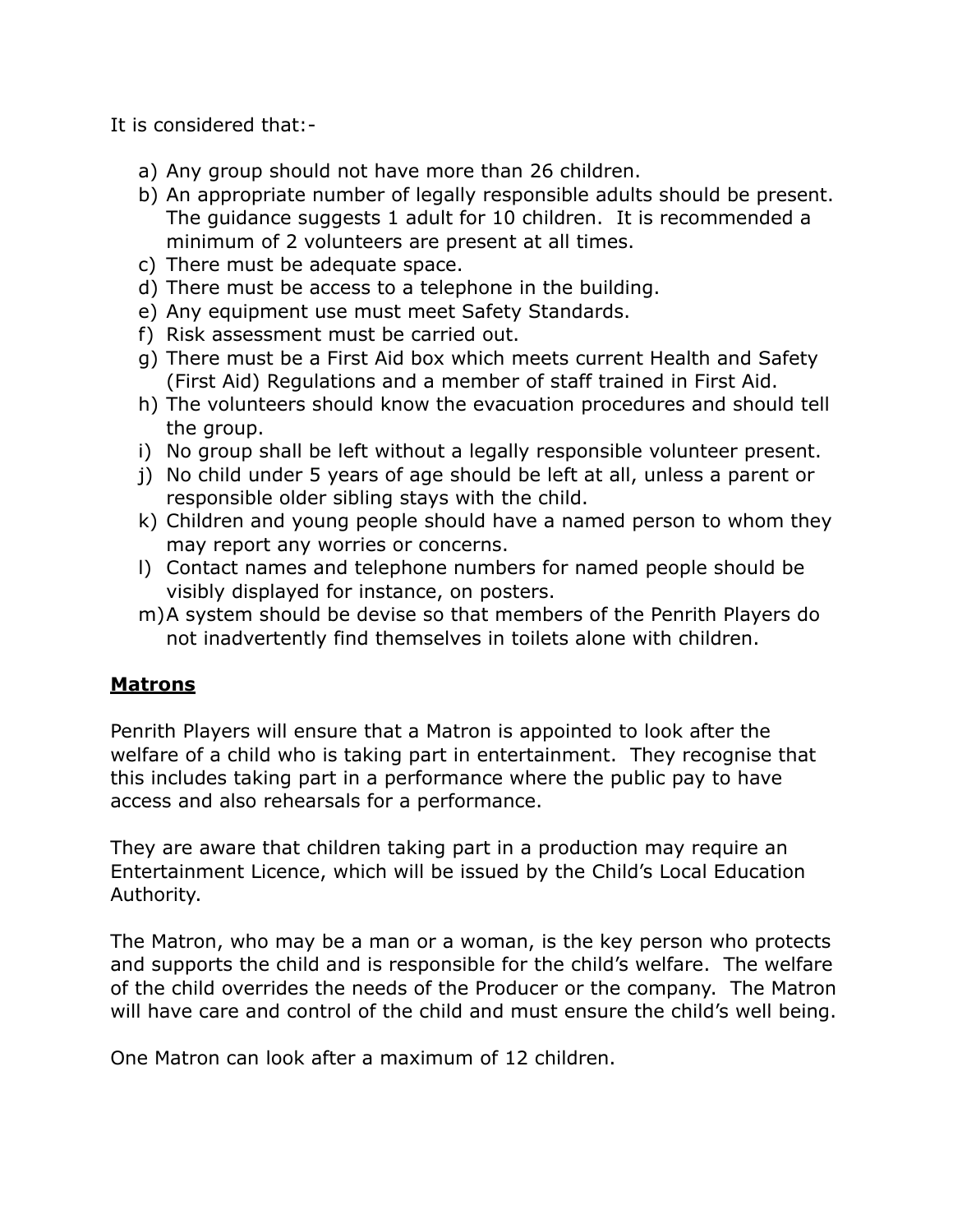It is considered that:-

a) Any group should not have more than 26 children.
b) An appropriate number of legally responsible adults should be present. The guidance suggests 1 adult for 10 children. It is recommended a minimum of 2 volunteers are present at all times.
c) There must be adequate space.
d) There must be access to a telephone in the building.
e) Any equipment use must meet Safety Standards.
f) Risk assessment must be carried out.
g) There must be a First Aid box which meets current Health and Safety (First Aid) Regulations and a member of staff trained in First Aid.
h) The volunteers should know the evacuation procedures and should tell the group.
i) No group shall be left without a legally responsible volunteer present.
j) No child under 5 years of age should be left at all, unless a parent or responsible older sibling stays with the child.
k) Children and young people should have a named person to whom they may report any worries or concerns.
l) Contact names and telephone numbers for named people should be visibly displayed for instance, on posters.
m) A system should be devise so that members of the Penrith Players do not inadvertently find themselves in toilets alone with children.

**<u>Matrons</u>**

Penrith Players will ensure that a Matron is appointed to look after the welfare of a child who is taking part in entertainment. They recognise that this includes taking part in a performance where the public pay to have access and also rehearsals for a performance.

They are aware that children taking part in a production may require an Entertainment Licence, which will be issued by the Child's Local Education Authority.

The Matron, who may be a man or a woman, is the key person who protects and supports the child and is responsible for the child's welfare. The welfare of the child overrides the needs of the Producer or the company. The Matron will have care and control of the child and must ensure the child's well being.

One Matron can look after a maximum of 12 children.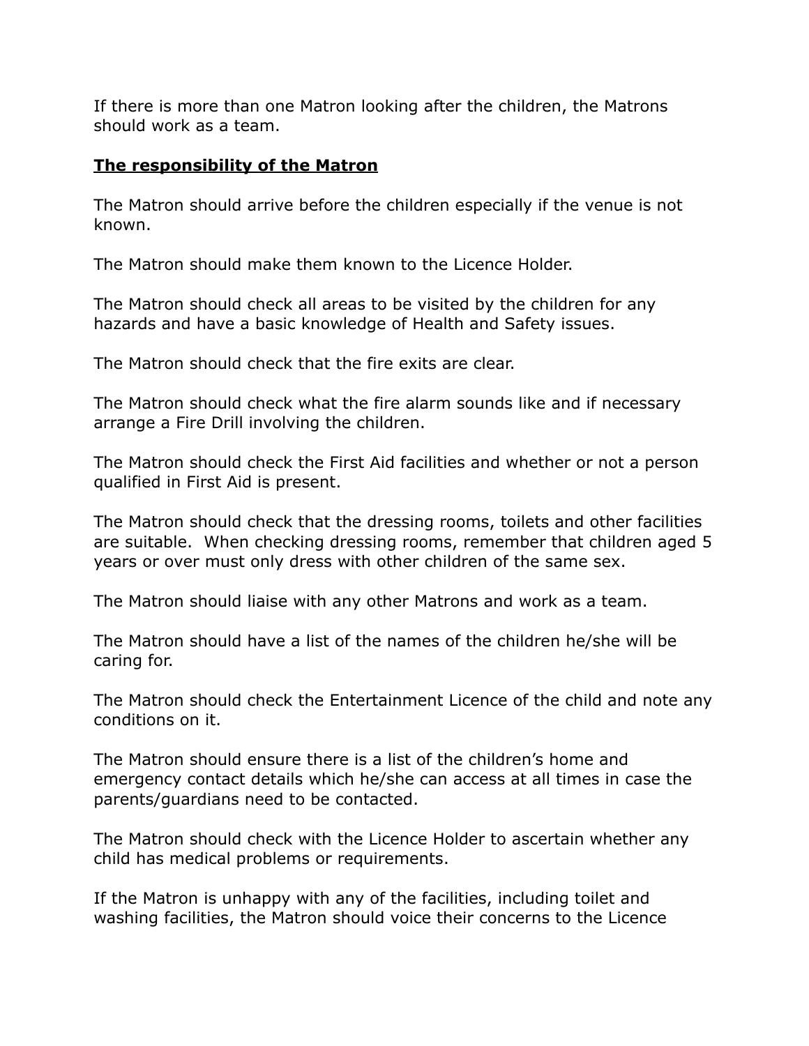If there is more than one Matron looking after the children, the Matrons should work as a team.

**The responsibility of the Matron**

The Matron should arrive before the children especially if the venue is not known.

The Matron should make them known to the Licence Holder.

The Matron should check all areas to be visited by the children for any hazards and have a basic knowledge of Health and Safety issues.

The Matron should check that the fire exits are clear.

The Matron should check what the fire alarm sounds like and if necessary arrange a Fire Drill involving the children.

The Matron should check the First Aid facilities and whether or not a person qualified in First Aid is present.

The Matron should check that the dressing rooms, toilets and other facilities are suitable. When checking dressing rooms, remember that children aged 5 years or over must only dress with other children of the same sex.

The Matron should liaise with any other Matrons and work as a team.

The Matron should have a list of the names of the children he/she will be caring for.

The Matron should check the Entertainment Licence of the child and note any conditions on it.

The Matron should ensure there is a list of the children's home and emergency contact details which he/she can access at all times in case the parents/guardians need to be contacted.

The Matron should check with the Licence Holder to ascertain whether any child has medical problems or requirements.

If the Matron is unhappy with any of the facilities, including toilet and washing facilities, the Matron should voice their concerns to the Licence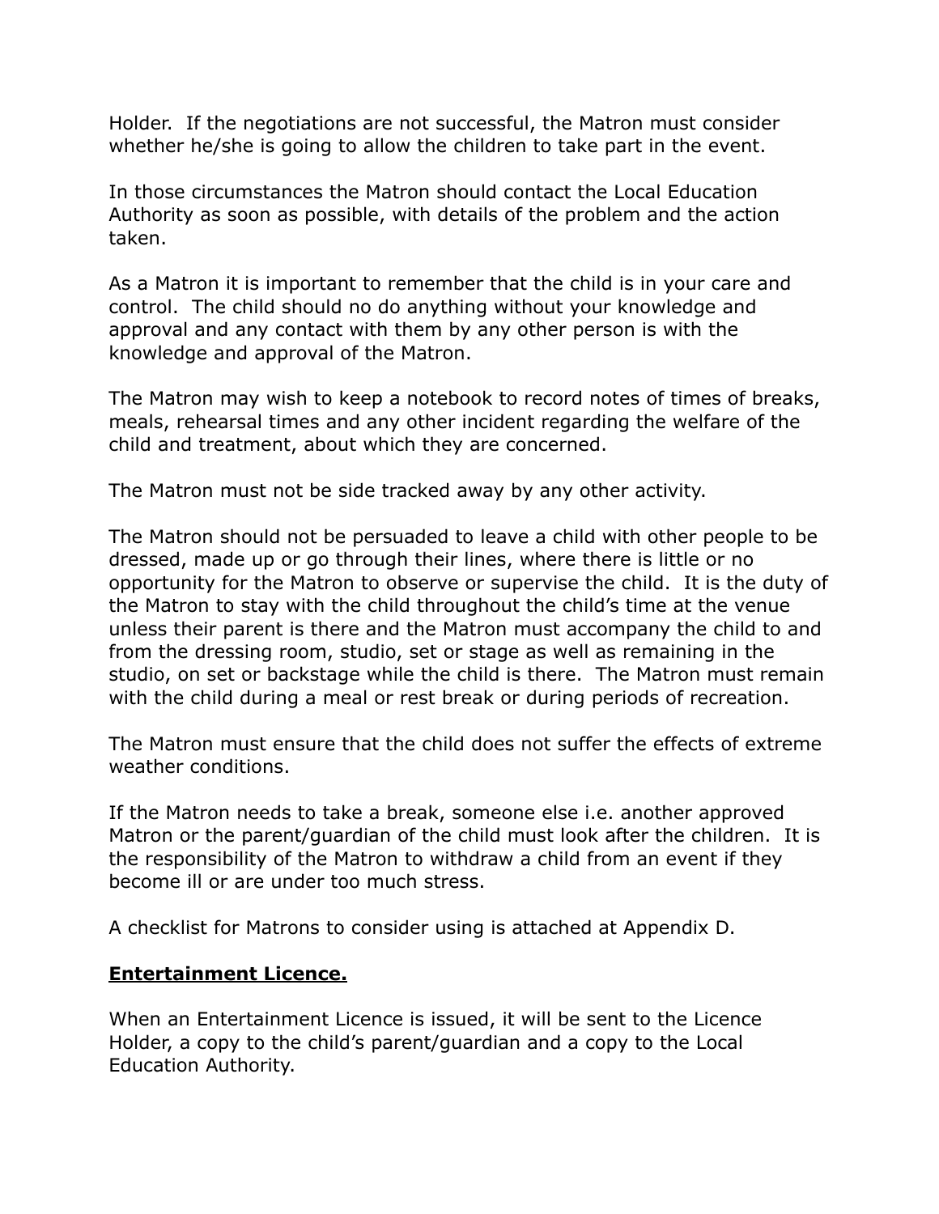Holder. If the negotiations are not successful, the Matron must consider whether he/she is going to allow the children to take part in the event.

In those circumstances the Matron should contact the Local Education Authority as soon as possible, with details of the problem and the action taken.

As a Matron it is important to remember that the child is in your care and control. The child should no do anything without your knowledge and approval and any contact with them by any other person is with the knowledge and approval of the Matron.

The Matron may wish to keep a notebook to record notes of times of breaks, meals, rehearsal times and any other incident regarding the welfare of the child and treatment, about which they are concerned.

The Matron must not be side tracked away by any other activity.

The Matron should not be persuaded to leave a child with other people to be dressed, made up or go through their lines, where there is little or no opportunity for the Matron to observe or supervise the child. It is the duty of the Matron to stay with the child throughout the child's time at the venue unless their parent is there and the Matron must accompany the child to and from the dressing room, studio, set or stage as well as remaining in the studio, on set or backstage while the child is there. The Matron must remain with the child during a meal or rest break or during periods of recreation.

The Matron must ensure that the child does not suffer the effects of extreme weather conditions.

If the Matron needs to take a break, someone else i.e. another approved Matron or the parent/guardian of the child must look after the children. It is the responsibility of the Matron to withdraw a child from an event if they become ill or are under too much stress.

A checklist for Matrons to consider using is attached at Appendix D.

**Entertainment Licence.**

When an Entertainment Licence is issued, it will be sent to the Licence Holder, a copy to the child's parent/guardian and a copy to the Local Education Authority.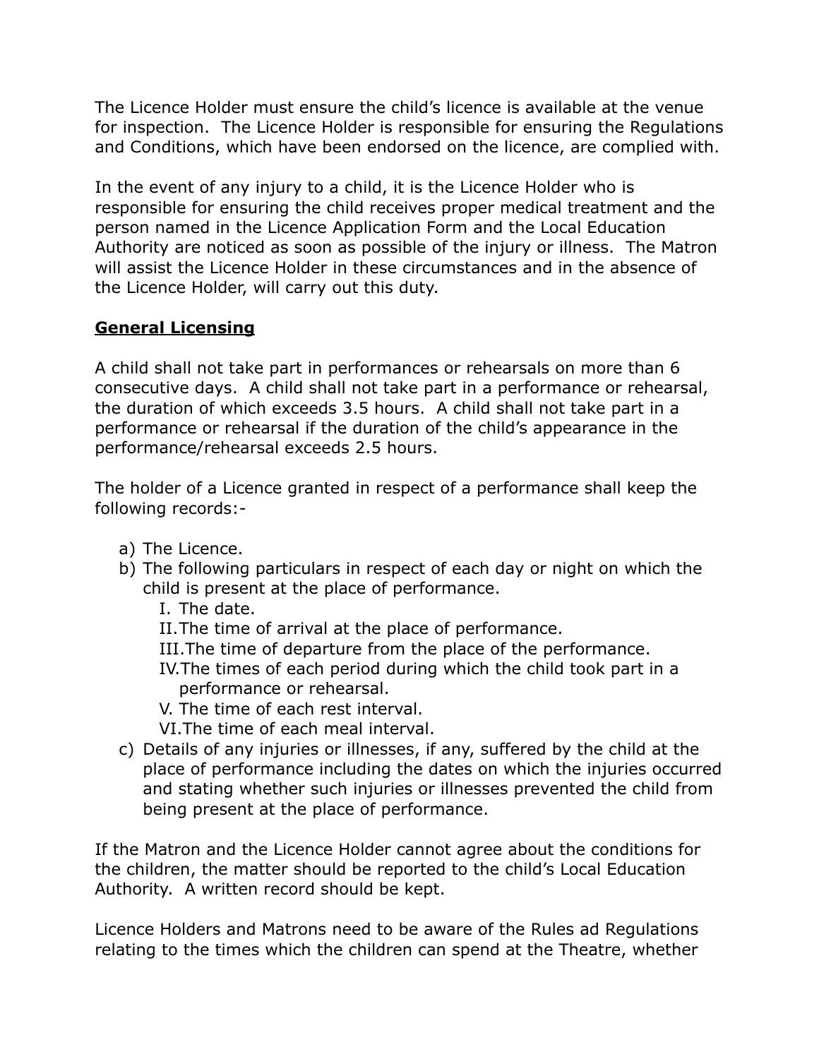The Licence Holder must ensure the child's licence is available at the venue for inspection. The Licence Holder is responsible for ensuring the Regulations and Conditions, which have been endorsed on the licence, are complied with.

In the event of any injury to a child, it is the Licence Holder who is responsible for ensuring the child receives proper medical treatment and the person named in the Licence Application Form and the Local Education Authority are noticed as soon as possible of the injury or illness. The Matron will assist the Licence Holder in these circumstances and in the absence of the Licence Holder, will carry out this duty.

## **General Licensing**

A child shall not take part in performances or rehearsals on more than 6 consecutive days. A child shall not take part in a performance or rehearsal, the duration of which exceeds 3.5 hours. A child shall not take part in a performance or rehearsal if the duration of the child's appearance in the performance/rehearsal exceeds 2.5 hours.

The holder of a Licence granted in respect of a performance shall keep the following records:-

a) The Licence.
b) The following particulars in respect of each day or night on which the child is present at the place of performance.
   I. The date.
   II. The time of arrival at the place of performance.
   III. The time of departure from the place of the performance.
   IV. The times of each period during which the child took part in a performance or rehearsal.
   V. The time of each rest interval.
   VI. The time of each meal interval.
c) Details of any injuries or illnesses, if any, suffered by the child at the place of performance including the dates on which the injuries occurred and stating whether such injuries or illnesses prevented the child from being present at the place of performance.

If the Matron and the Licence Holder cannot agree about the conditions for the children, the matter should be reported to the child's Local Education Authority. A written record should be kept.

Licence Holders and Matrons need to be aware of the Rules ad Regulations relating to the times which the children can spend at the Theatre, whether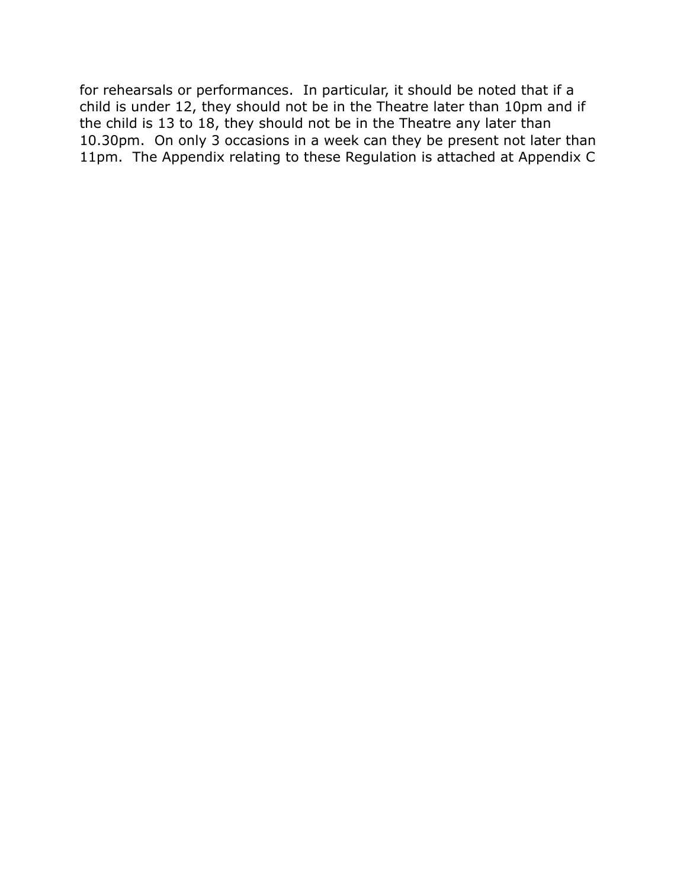for rehearsals or performances. In particular, it should be noted that if a child is under 12, they should not be in the Theatre later than 10pm and if the child is 13 to 18, they should not be in the Theatre any later than 10.30pm. On only 3 occasions in a week can they be present not later than 11pm. The Appendix relating to these Regulation is attached at Appendix C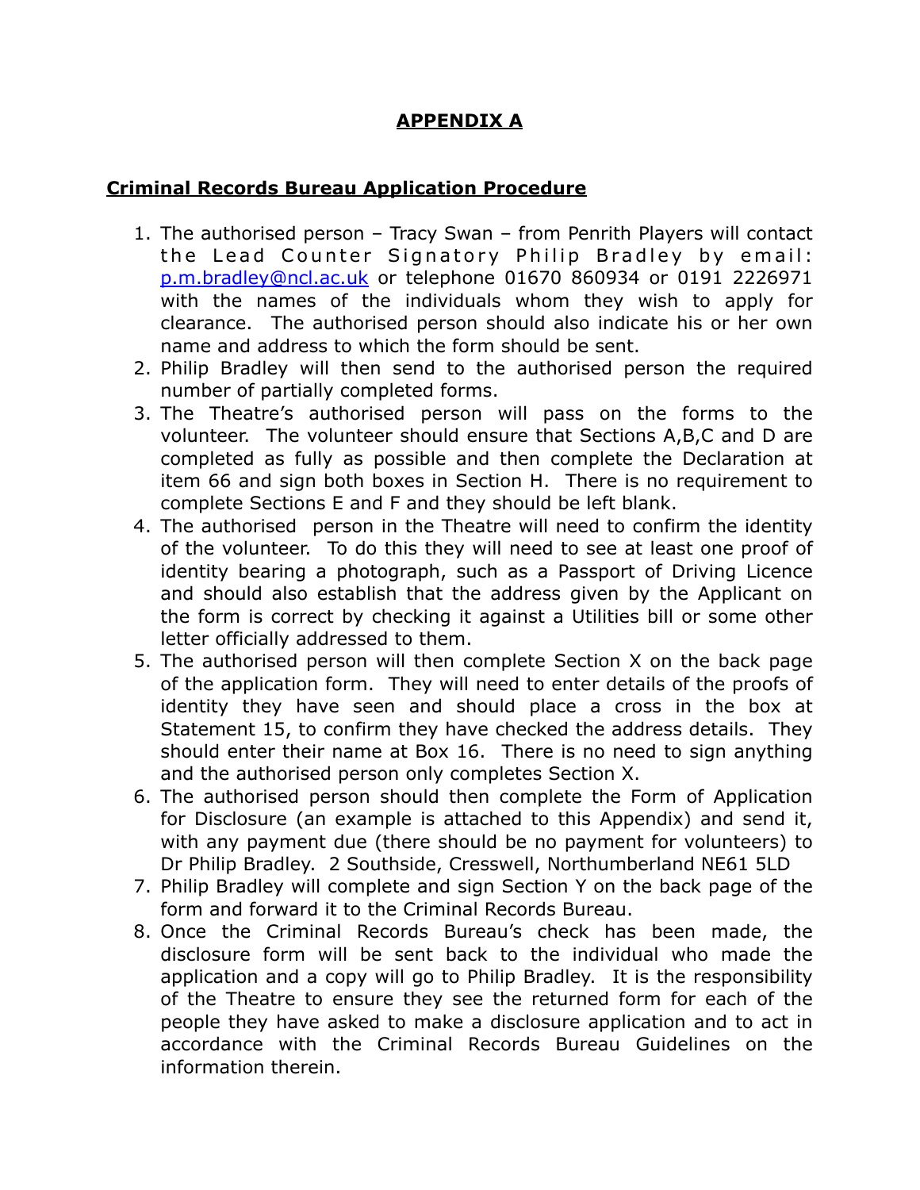# APPENDIX A

## Criminal Records Bureau Application Procedure

1. The authorised person – Tracy Swan – from Penrith Players will contact the Lead Counter Signatory Philip Bradley by email: p.m.bradley@ncl.ac.uk or telephone 01670 860934 or 0191 2226971 with the names of the individuals whom they wish to apply for clearance. The authorised person should also indicate his or her own name and address to which the form should be sent.
2. Philip Bradley will then send to the authorised person the required number of partially completed forms.
3. The Theatre's authorised person will pass on the forms to the volunteer. The volunteer should ensure that Sections A,B,C and D are completed as fully as possible and then complete the Declaration at item 66 and sign both boxes in Section H. There is no requirement to complete Sections E and F and they should be left blank.
4. The authorised person in the Theatre will need to confirm the identity of the volunteer. To do this they will need to see at least one proof of identity bearing a photograph, such as a Passport of Driving Licence and should also establish that the address given by the Applicant on the form is correct by checking it against a Utilities bill or some other letter officially addressed to them.
5. The authorised person will then complete Section X on the back page of the application form. They will need to enter details of the proofs of identity they have seen and should place a cross in the box at Statement 15, to confirm they have checked the address details. They should enter their name at Box 16. There is no need to sign anything and the authorised person only completes Section X.
6. The authorised person should then complete the Form of Application for Disclosure (an example is attached to this Appendix) and send it, with any payment due (there should be no payment for volunteers) to Dr Philip Bradley. 2 Southside, Cresswell, Northumberland NE61 5LD
7. Philip Bradley will complete and sign Section Y on the back page of the form and forward it to the Criminal Records Bureau.
8. Once the Criminal Records Bureau's check has been made, the disclosure form will be sent back to the individual who made the application and a copy will go to Philip Bradley. It is the responsibility of the Theatre to ensure they see the returned form for each of the people they have asked to make a disclosure application and to act in accordance with the Criminal Records Bureau Guidelines on the information therein.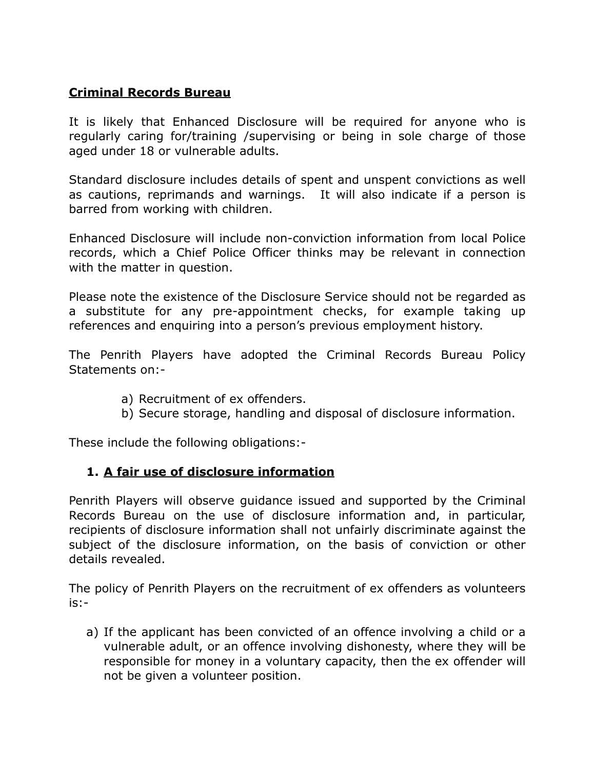**Criminal Records Bureau**

It is likely that Enhanced Disclosure will be required for anyone who is regularly caring for/training /supervising or being in sole charge of those aged under 18 or vulnerable adults.

Standard disclosure includes details of spent and unspent convictions as well as cautions, reprimands and warnings. It will also indicate if a person is barred from working with children.

Enhanced Disclosure will include non-conviction information from local Police records, which a Chief Police Officer thinks may be relevant in connection with the matter in question.

Please note the existence of the Disclosure Service should not be regarded as a substitute for any pre-appointment checks, for example taking up references and enquiring into a person's previous employment history.

The Penrith Players have adopted the Criminal Records Bureau Policy Statements on:-

a) Recruitment of ex offenders.
b) Secure storage, handling and disposal of disclosure information.

These include the following obligations:-

1. **A fair use of disclosure information**

Penrith Players will observe guidance issued and supported by the Criminal Records Bureau on the use of disclosure information and, in particular, recipients of disclosure information shall not unfairly discriminate against the subject of the disclosure information, on the basis of conviction or other details revealed.

The policy of Penrith Players on the recruitment of ex offenders as volunteers is:-

a) If the applicant has been convicted of an offence involving a child or a vulnerable adult, or an offence involving dishonesty, where they will be responsible for money in a voluntary capacity, then the ex offender will not be given a volunteer position.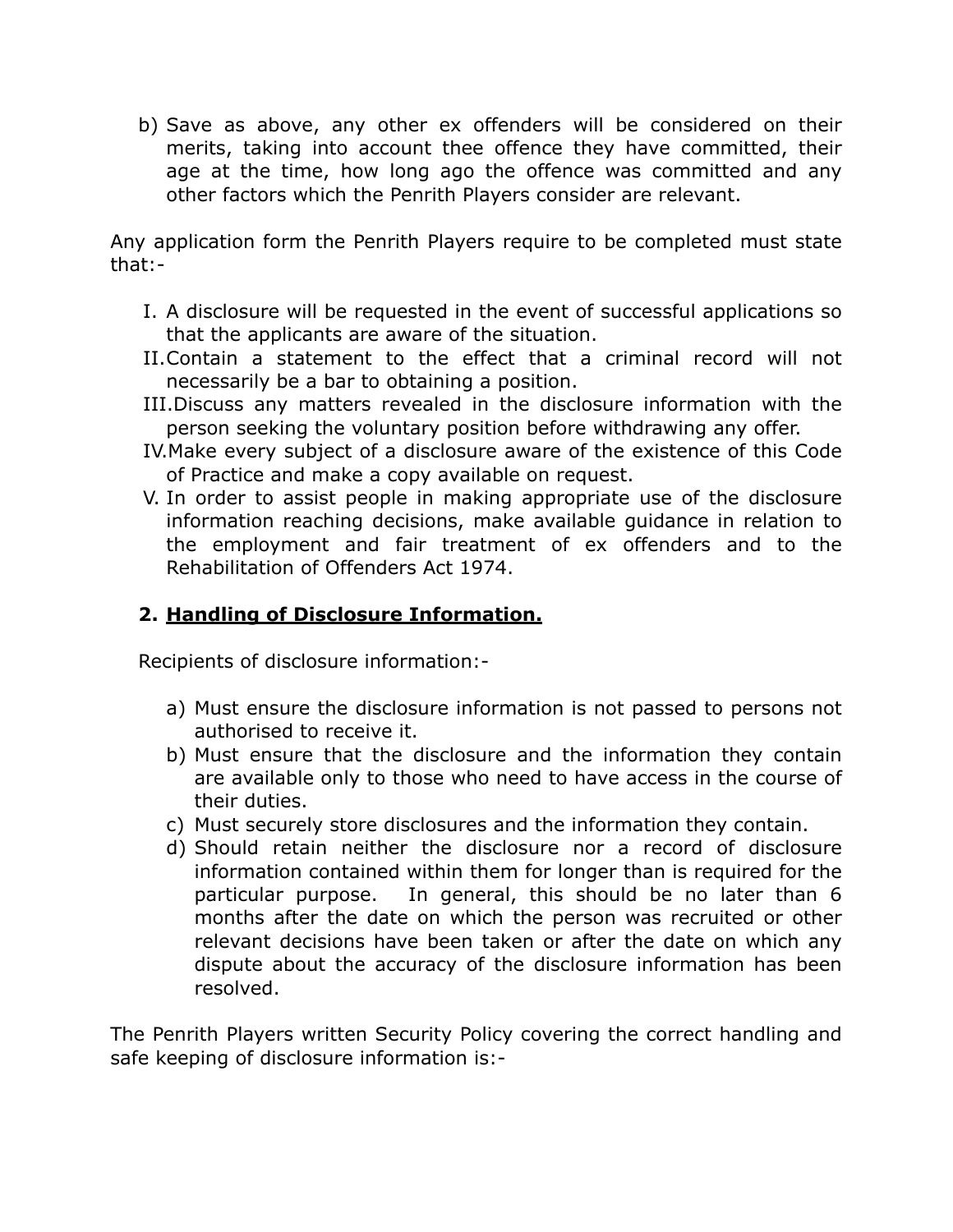b) Save as above, any other ex offenders will be considered on their merits, taking into account thee offence they have committed, their age at the time, how long ago the offence was committed and any other factors which the Penrith Players consider are relevant.

Any application form the Penrith Players require to be completed must state that:-

I. A disclosure will be requested in the event of successful applications so that the applicants are aware of the situation.
II. Contain a statement to the effect that a criminal record will not necessarily be a bar to obtaining a position.
III. Discuss any matters revealed in the disclosure information with the person seeking the voluntary position before withdrawing any offer.
IV. Make every subject of a disclosure aware of the existence of this Code of Practice and make a copy available on request.
V. In order to assist people in making appropriate use of the disclosure information reaching decisions, make available guidance in relation to the employment and fair treatment of ex offenders and to the Rehabilitation of Offenders Act 1974.

## 2. <u>Handling of Disclosure Information.</u>

Recipients of disclosure information:-

a) Must ensure the disclosure information is not passed to persons not authorised to receive it.
b) Must ensure that the disclosure and the information they contain are available only to those who need to have access in the course of their duties.
c) Must securely store disclosures and the information they contain.
d) Should retain neither the disclosure nor a record of disclosure information contained within them for longer than is required for the particular purpose. In general, this should be no later than 6 months after the date on which the person was recruited or other relevant decisions have been taken or after the date on which any dispute about the accuracy of the disclosure information has been resolved.

The Penrith Players written Security Policy covering the correct handling and safe keeping of disclosure information is:-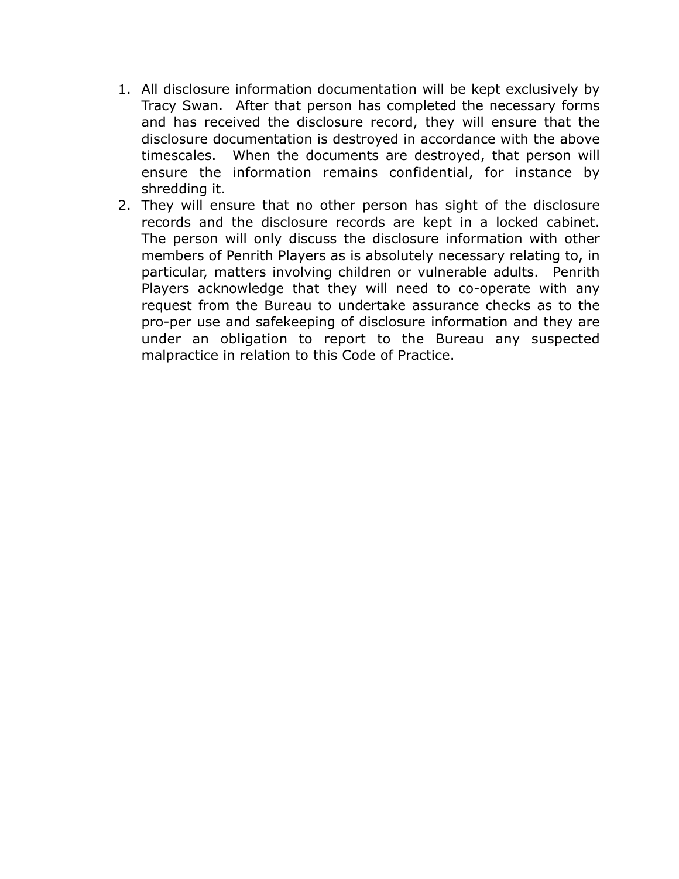1. All disclosure information documentation will be kept exclusively by Tracy Swan. After that person has completed the necessary forms and has received the disclosure record, they will ensure that the disclosure documentation is destroyed in accordance with the above timescales. When the documents are destroyed, that person will ensure the information remains confidential, for instance by shredding it.
2. They will ensure that no other person has sight of the disclosure records and the disclosure records are kept in a locked cabinet. The person will only discuss the disclosure information with other members of Penrith Players as is absolutely necessary relating to, in particular, matters involving children or vulnerable adults. Penrith Players acknowledge that they will need to co-operate with any request from the Bureau to undertake assurance checks as to the pro-per use and safekeeping of disclosure information and they are under an obligation to report to the Bureau any suspected malpractice in relation to this Code of Practice.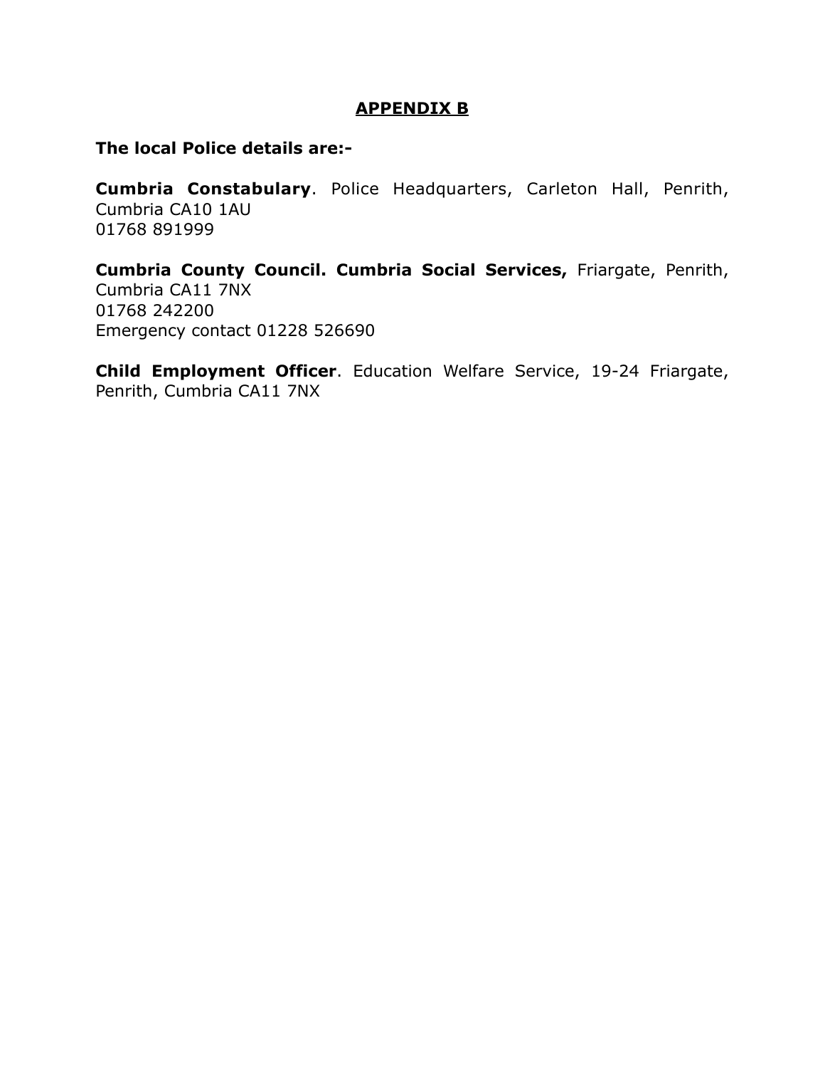## APPENDIX B

**The local Police details are:-**

**Cumbria Constabulary**. Police Headquarters, Carleton Hall, Penrith, Cumbria CA10 1AU
01768 891999

**Cumbria County Council. Cumbria Social Services,** Friargate, Penrith, Cumbria CA11 7NX
01768 242200
Emergency contact 01228 526690

**Child Employment Officer**. Education Welfare Service, 19-24 Friargate, Penrith, Cumbria CA11 7NX